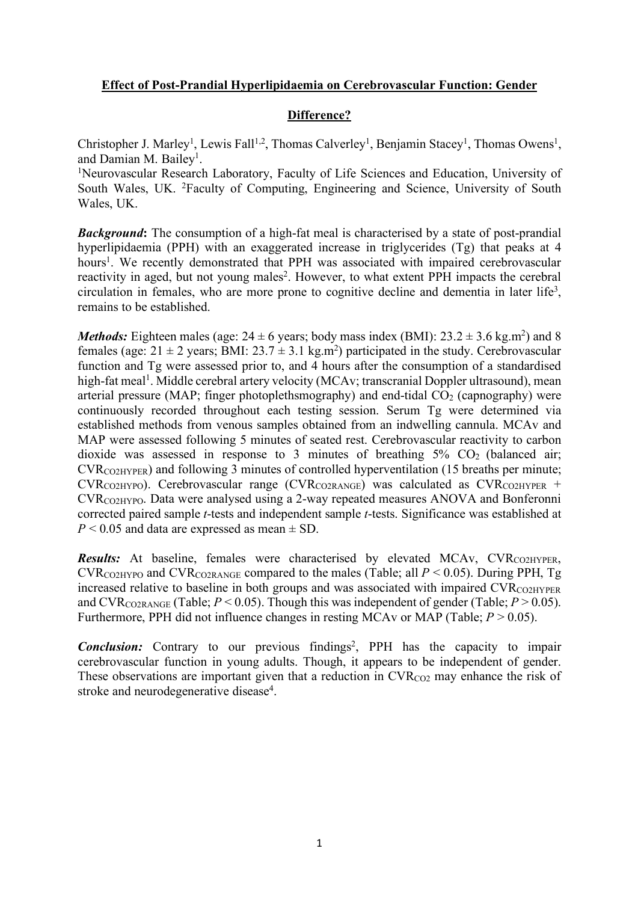# Effect of Post-Prandial Hyperlipidaemia on Cerebrovascular Function: Gender Difference?

Christopher J. Marley[1], Lewis Fall[1,2], Thomas Calverley[1], Benjamin Stacey[1], Thomas Owens[1], and Damian M. Bailey[1].

[1]Neurovascular Research Laboratory, Faculty of Life Sciences and Education, University of South Wales, UK. [2]Faculty of Computing, Engineering and Science, University of South Wales, UK.

***Background*:** The consumption of a high-fat meal is characterised by a state of post-prandial hyperlipidaemia (PPH) with an exaggerated increase in triglycerides (Tg) that peaks at 4 hours[1]. We recently demonstrated that PPH was associated with impaired cerebrovascular reactivity in aged, but not young males[2]. However, to what extent PPH impacts the cerebral circulation in females, who are more prone to cognitive decline and dementia in later life[3], remains to be established.

***Methods:*** Eighteen males (age: 24 ± 6 years; body mass index (BMI): 23.2 ± 3.6 kg.m$^2$) and 8 females (age: 21 ± 2 years; BMI: 23.7 ± 3.1 kg.m$^2$) participated in the study. Cerebrovascular function and Tg were assessed prior to, and 4 hours after the consumption of a standardised high-fat meal[1]. Middle cerebral artery velocity (MCAv; transcranial Doppler ultrasound), mean arterial pressure (MAP; finger photoplethsmography) and end-tidal $CO_2$ (capnography) were continuously recorded throughout each testing session. Serum Tg were determined via established methods from venous samples obtained from an indwelling cannula. MCAv and MAP were assessed following 5 minutes of seated rest. Cerebrovascular reactivity to carbon dioxide was assessed in response to 3 minutes of breathing 5% $CO_2$ (balanced air; $CVR_{CO2HYPER}$) and following 3 minutes of controlled hyperventilation (15 breaths per minute; $CVR_{CO2HYPO}$). Cerebrovascular range ($CVR_{CO2RANGE}$) was calculated as $CVR_{CO2HYPER}$ + $CVR_{CO2HYPO}$. Data were analysed using a 2-way repeated measures ANOVA and Bonferonni corrected paired sample *t*-tests and independent sample *t*-tests. Significance was established at $P < 0.05$ and data are expressed as mean ± SD.

***Results:*** At baseline, females were characterised by elevated MCAv, $CVR_{CO2HYPER}$, $CVR_{CO2HYPO}$ and $CVR_{CO2RANGE}$ compared to the males (Table; all $P < 0.05$). During PPH, Tg increased relative to baseline in both groups and was associated with impaired $CVR_{CO2HYPER}$ and $CVR_{CO2RANGE}$ (Table; $P < 0.05$). Though this was independent of gender (Table; $P > 0.05$). Furthermore, PPH did not influence changes in resting MCAv or MAP (Table; $P > 0.05$).

***Conclusion:*** Contrary to our previous findings[2], PPH has the capacity to impair cerebrovascular function in young adults. Though, it appears to be independent of gender. These observations are important given that a reduction in $CVR_{CO2}$ may enhance the risk of stroke and neurodegenerative disease[4].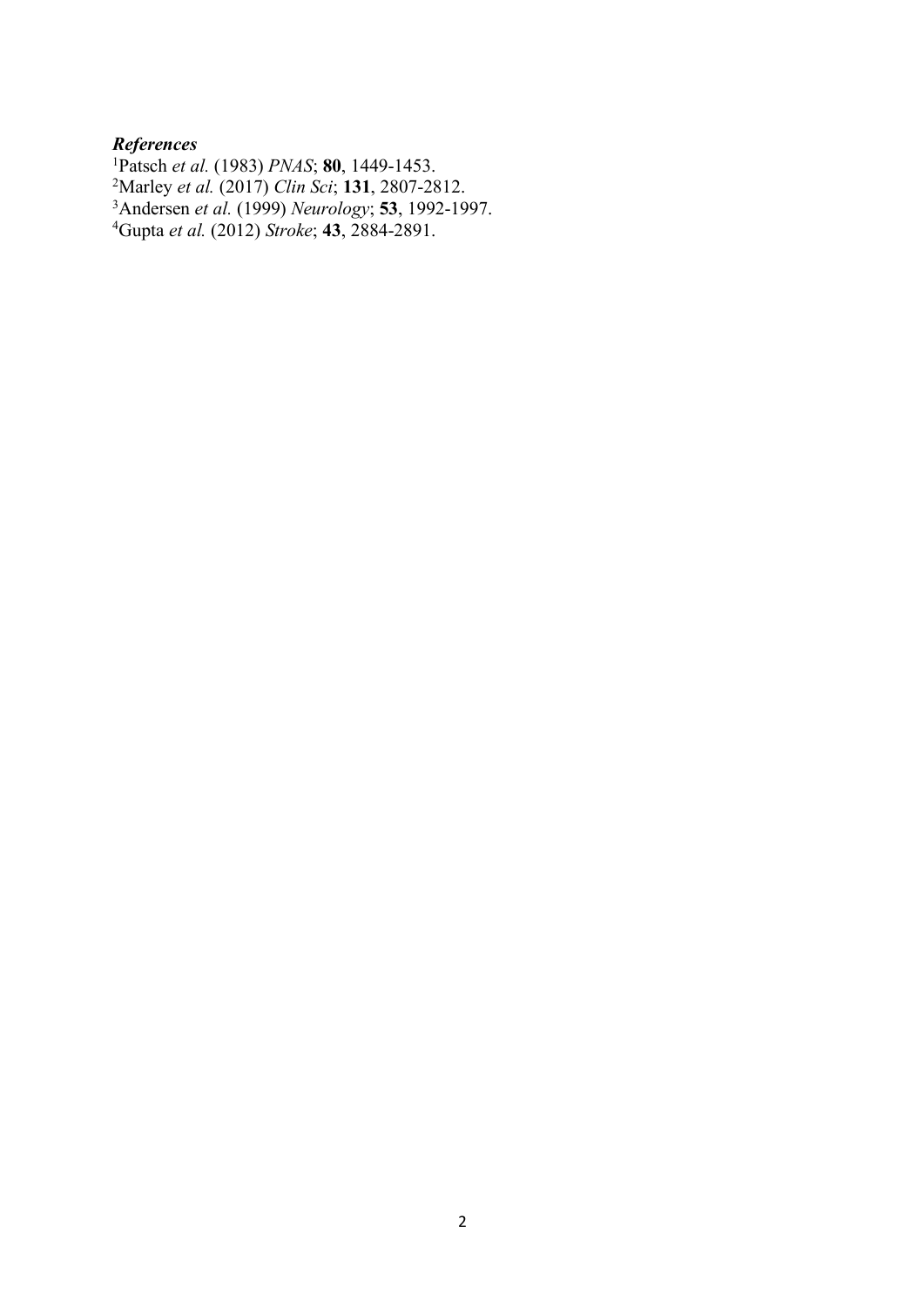### *References*

[1]Patsch *et al.* (1983) *PNAS*; **80**, 1449-1453.
[2]Marley *et al.* (2017) *Clin Sci*; **131**, 2807-2812.
[3]Andersen *et al.* (1999) *Neurology*; **53**, 1992-1997.
[4]Gupta *et al.* (2012) *Stroke*; **43**, 2884-2891.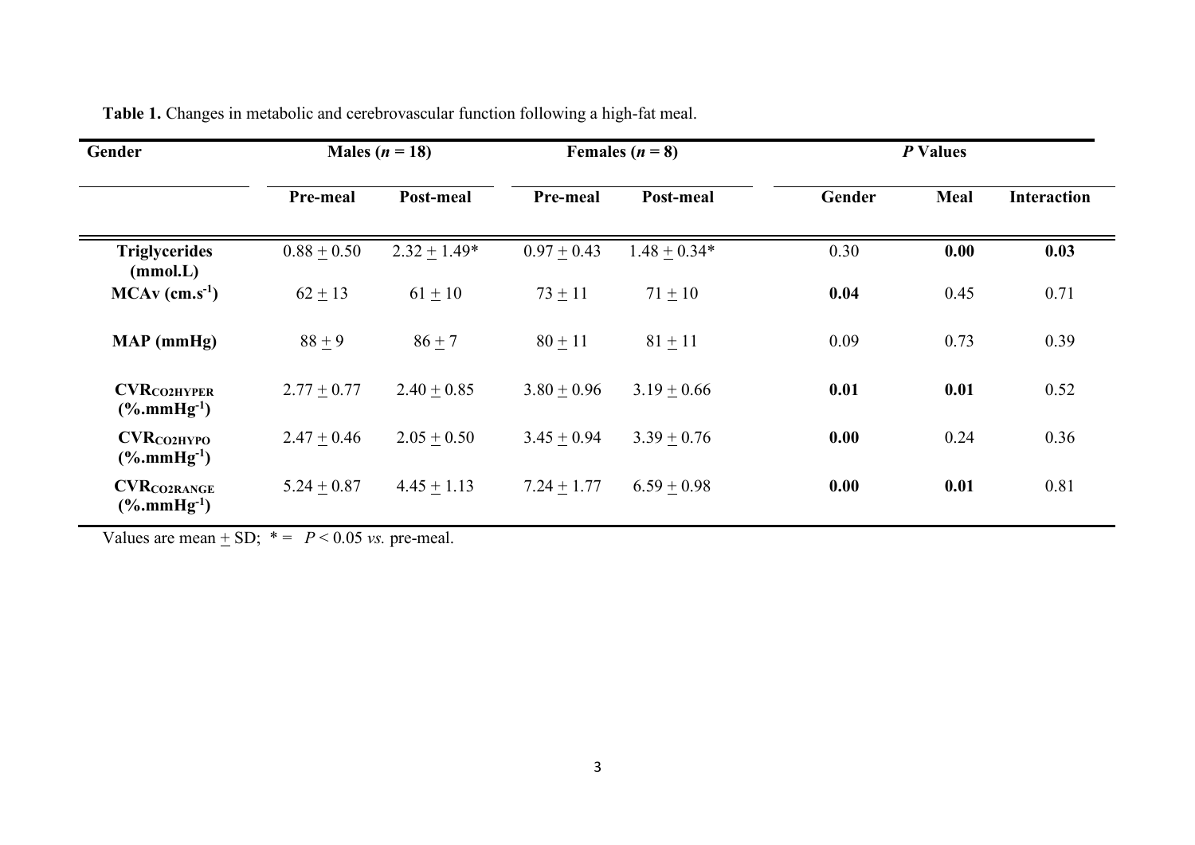**Table 1.** Changes in metabolic and cerebrovascular function following a high-fat meal.

| Gender | Males ($n$ = 18) | | Females ($n$ = 8) | | *P* Values | | |
|---|---|---|---|---|---|---|---|
| | Pre-meal | Post-meal | Pre-meal | Post-meal | Gender | Meal | Interaction |
| **Triglycerides (mmol.L)** | 0.88 $\pm$ 0.50 | 2.32 $\pm$ 1.49* | 0.97 $\pm$ 0.43 | 1.48 $\pm$ 0.34* | 0.30 | **0.00** | **0.03** |
| **MCAv ($cm.s^{-1}$)** | 62 $\pm$ 13 | 61 $\pm$ 10 | 73 $\pm$ 11 | 71 $\pm$ 10 | **0.04** | 0.45 | 0.71 |
| **MAP (mmHg)** | 88 $\pm$ 9 | 86 $\pm$ 7 | 80 $\pm$ 11 | 81 $\pm$ 11 | 0.09 | 0.73 | 0.39 |
| **$CVR_{CO2HYPER}$ ($\%.mmHg^{-1}$)** | 2.77 $\pm$ 0.77 | 2.40 $\pm$ 0.85 | 3.80 $\pm$ 0.96 | 3.19 $\pm$ 0.66 | **0.01** | **0.01** | 0.52 |
| **$CVR_{CO2HYPO}$ ($\%.mmHg^{-1}$)** | 2.47 $\pm$ 0.46 | 2.05 $\pm$ 0.50 | 3.45 $\pm$ 0.94 | 3.39 $\pm$ 0.76 | **0.00** | 0.24 | 0.36 |
| **$CVR_{CO2RANGE}$ ($\%.mmHg^{-1}$)** | 5.24 $\pm$ 0.87 | 4.45 $\pm$ 1.13 | 7.24 $\pm$ 1.77 | 6.59 $\pm$ 0.98 | **0.00** | **0.01** | 0.81 |

Values are mean $\pm$ SD; * = $P < 0.05$ *vs.* pre-meal.